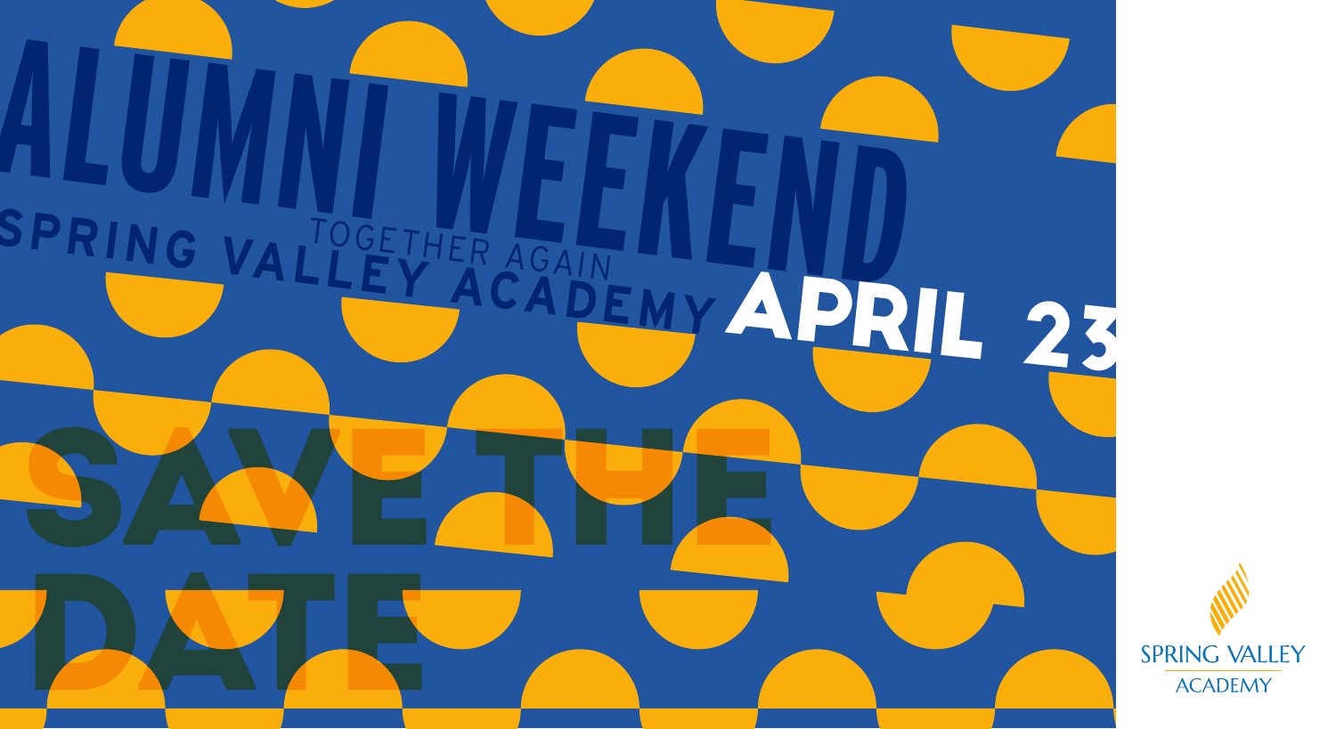# ALUMNI WEEKEND

TOGETHER AGAIN

SPRING VALLEY ACADEMY

**APRIL 23**

## SAVE THE DATE

SPRING VALLEY ACADEMY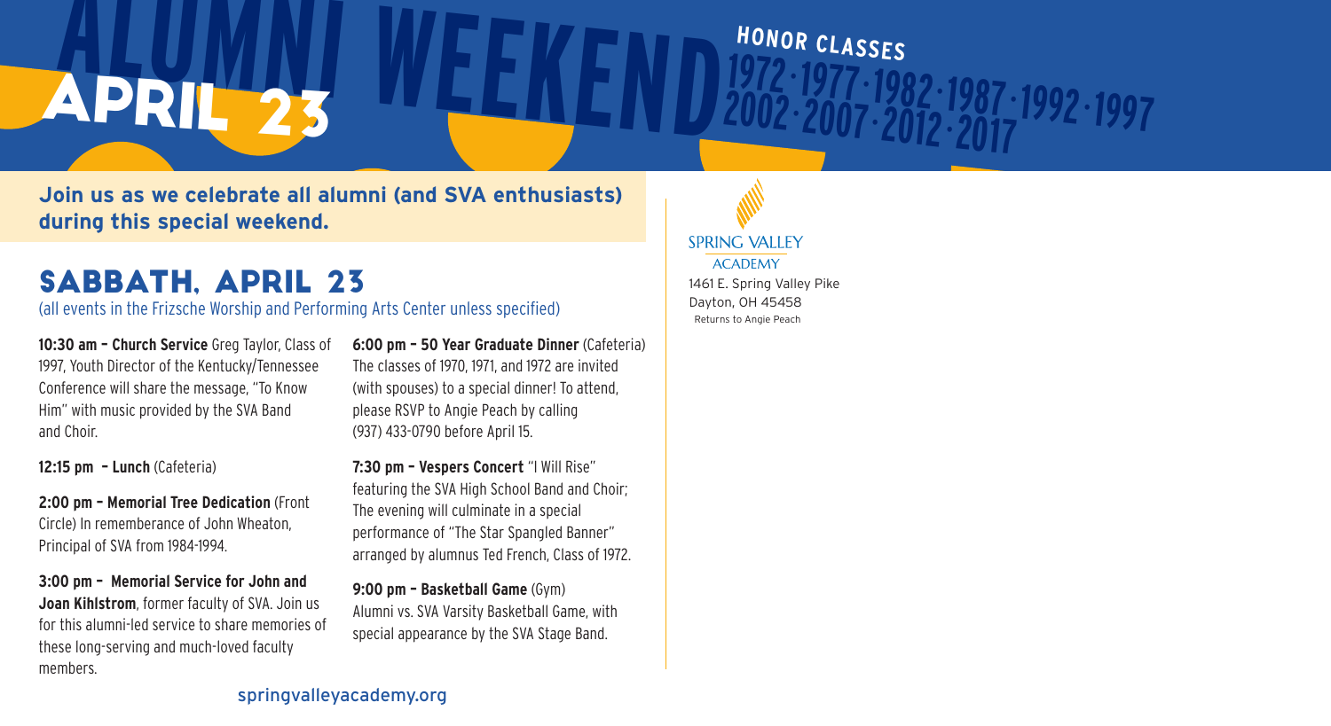# ALUMNI WEEKEND

**APRIL 23**

**HONOR CLASSES**
1972 · 1977 · 1982 · 1987 · 1992 · 1997
2002 · 2007 · 2012 · 2017

**Join us as we celebrate all alumni (and SVA enthusiasts) during this special weekend.**

## SABBATH, APRIL 23

(all events in the Frizsche Worship and Performing Arts Center unless specified)

**10:30 am – Church Service** Greg Taylor, Class of 1997, Youth Director of the Kentucky/Tennessee Conference will share the message, "To Know Him" with music provided by the SVA Band and Choir.

**12:15 pm – Lunch** (Cafeteria)

**2:00 pm – Memorial Tree Dedication** (Front Circle) In rememberance of John Wheaton, Principal of SVA from 1984-1994.

**3:00 pm – Memorial Service for John and Joan Kihlstrom**, former faculty of SVA. Join us for this alumni-led service to share memories of these long-serving and much-loved faculty members.

**6:00 pm – 50 Year Graduate Dinner** (Cafeteria) The classes of 1970, 1971, and 1972 are invited (with spouses) to a special dinner! To attend, please RSVP to Angie Peach by calling (937) 433-0790 before April 15.

**7:30 pm – Vespers Concert** "I Will Rise" featuring the SVA High School Band and Choir; The evening will culminate in a special performance of "The Star Spangled Banner" arranged by alumnus Ted French, Class of 1972.

**9:00 pm – Basketball Game** (Gym) Alumni vs. SVA Varsity Basketball Game, with special appearance by the SVA Stage Band.

springvalleyacademy.org

SPRING VALLEY ACADEMY
1461 E. Spring Valley Pike
Dayton, OH 45458
Returns to Angie Peach